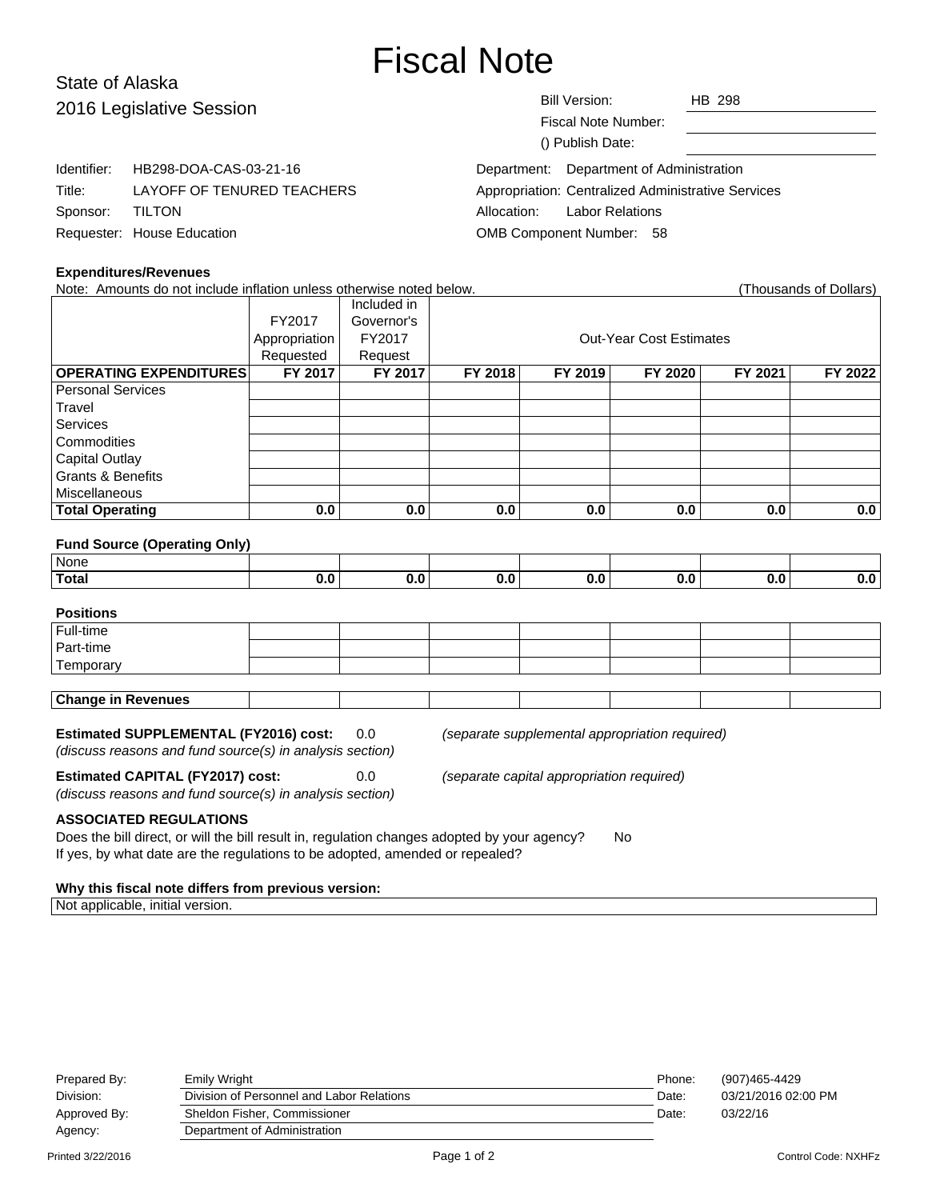# Fiscal Note

## State of Alaska
## 2016 Legislative Session

Bill Version: HB 298
Fiscal Note Number:
() Publish Date:

Identifier: HB298-DOA-CAS-03-21-16
Title: LAYOFF OF TENURED TEACHERS
Sponsor: TILTON
Requester: House Education

Department: Department of Administration
Appropriation: Centralized Administrative Services
Allocation: Labor Relations
OMB Component Number: 58

**Expenditures/Revenues**

Note: Amounts do not include inflation unless otherwise noted below. (Thousands of Dollars)

| | FY2017 Appropriation Requested | Included in Governor's FY2017 Request | Out-Year Cost Estimates | | | | |
|---|---|---|---|---|---|---|---|
| **OPERATING EXPENDITURES** | **FY 2017** | **FY 2017** | **FY 2018** | **FY 2019** | **FY 2020** | **FY 2021** | **FY 2022** |
| Personal Services | | | | | | | |
| Travel | | | | | | | |
| Services | | | | | | | |
| Commodities | | | | | | | |
| Capital Outlay | | | | | | | |
| Grants & Benefits | | | | | | | |
| Miscellaneous | | | | | | | |
| **Total Operating** | **0.0** | **0.0** | **0.0** | **0.0** | **0.0** | **0.0** | **0.0** |

**Fund Source (Operating Only)**

| | | | | | | | |
|---|---|---|---|---|---|---|---|
| None | | | | | | | |
| **Total** | **0.0** | **0.0** | **0.0** | **0.0** | **0.0** | **0.0** | **0.0** |

**Positions**

| | | | | | | | |
|---|---|---|---|---|---|---|---|
| Full-time | | | | | | | |
| Part-time | | | | | | | |
| Temporary | | | | | | | |

| | | | | | | | |
|---|---|---|---|---|---|---|---|
| **Change in Revenues** | | | | | | | |

**Estimated SUPPLEMENTAL (FY2016) cost:** 0.0 *(separate supplemental appropriation required)*
*(discuss reasons and fund source(s) in analysis section)*

**Estimated CAPITAL (FY2017) cost:** 0.0 *(separate capital appropriation required)*
*(discuss reasons and fund source(s) in analysis section)*

**ASSOCIATED REGULATIONS**

Does the bill direct, or will the bill result in, regulation changes adopted by your agency? No
If yes, by what date are the regulations to be adopted, amended or repealed?

**Why this fiscal note differs from previous version:**

Not applicable, initial version.

| | | | |
|---|---|---|---|
| Prepared By: | Emily Wright | Phone: | (907)465-4429 |
| Division: | Division of Personnel and Labor Relations | Date: | 03/21/2016 02:00 PM |
| Approved By: | Sheldon Fisher, Commissioner | Date: | 03/22/16 |
| Agency: | Department of Administration | | |

Printed 3/22/2016 Control Code: NXHFz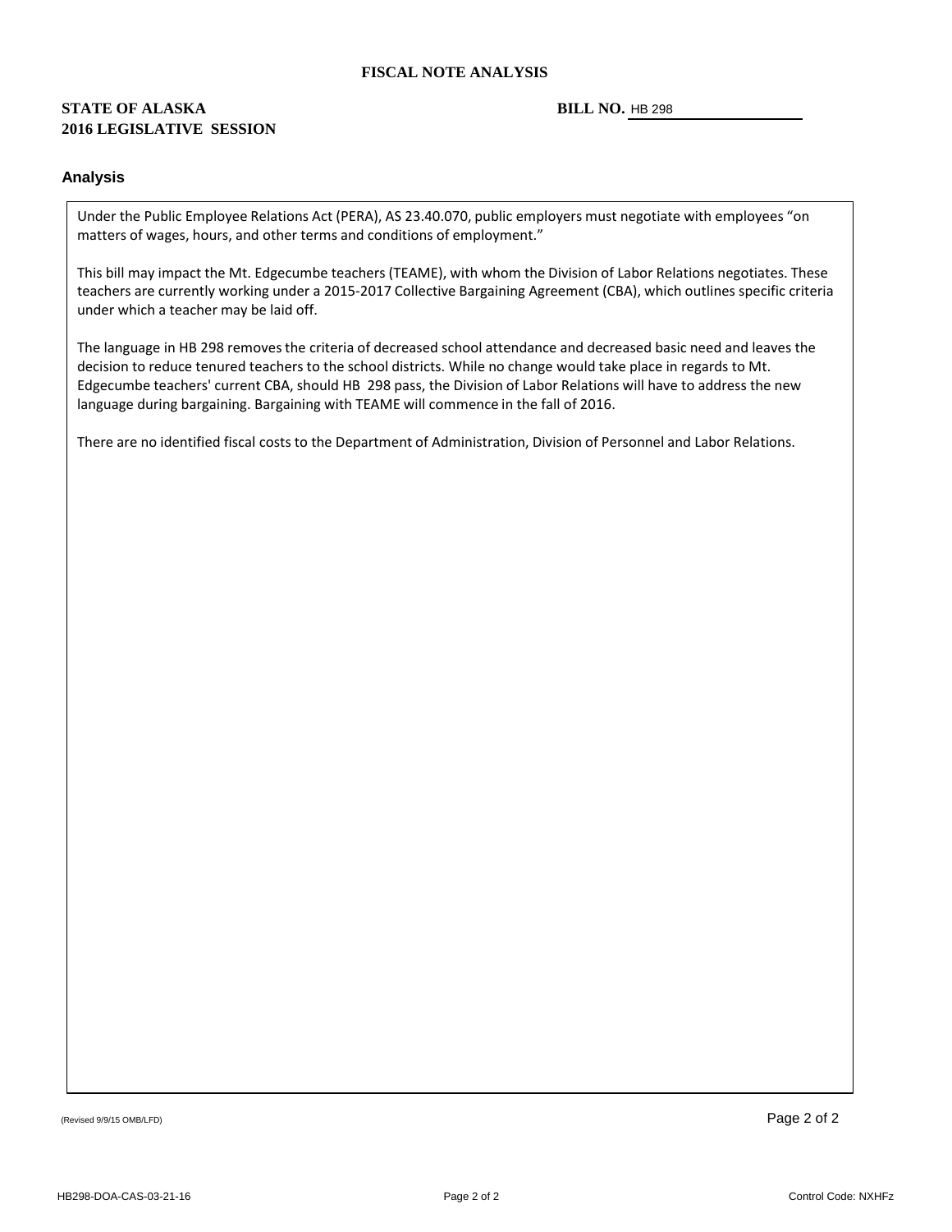# FISCAL NOTE ANALYSIS

**STATE OF ALASKA**
**2016 LEGISLATIVE SESSION**

**BILL NO.** HB 298

## Analysis

Under the Public Employee Relations Act (PERA), AS 23.40.070, public employers must negotiate with employees "on matters of wages, hours, and other terms and conditions of employment."

This bill may impact the Mt. Edgecumbe teachers (TEAME), with whom the Division of Labor Relations negotiates. These teachers are currently working under a 2015-2017 Collective Bargaining Agreement (CBA), which outlines specific criteria under which a teacher may be laid off.

The language in HB 298 removes the criteria of decreased school attendance and decreased basic need and leaves the decision to reduce tenured teachers to the school districts. While no change would take place in regards to Mt. Edgecumbe teachers' current CBA, should HB 298 pass, the Division of Labor Relations will have to address the new language during bargaining. Bargaining with TEAME will commence in the fall of 2016.

There are no identified fiscal costs to the Department of Administration, Division of Personnel and Labor Relations.

(Revised 9/9/15 OMB/LFD)

HB298-DOA-CAS-03-21-16

Control Code: NXHFz